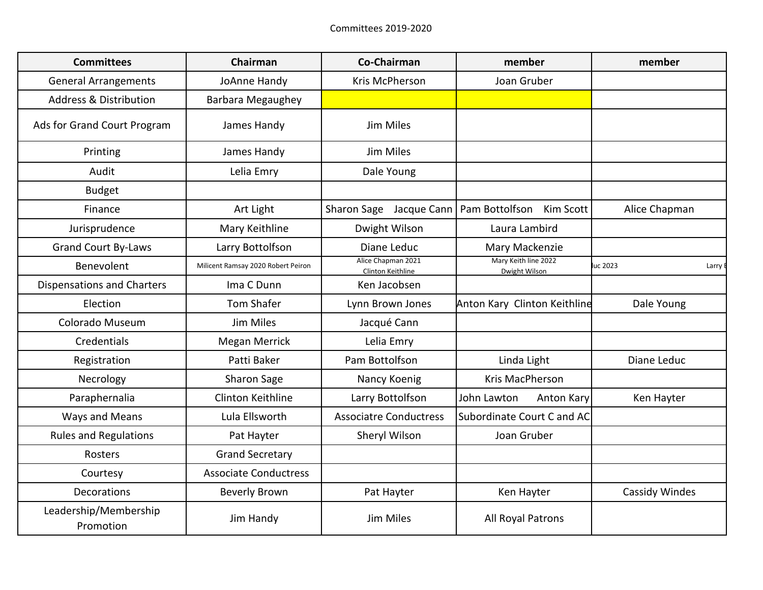Committees 2019-2020

| Committees | Chairman | Co-Chairman | member | member |
|---|---|---|---|---|
| General Arrangements | JoAnne Handy | Kris McPherson | Joan Gruber | |
| Address & Distribution | Barbara Megaughey | | | |
| Ads for Grand Court Program | James Handy | Jim Miles | | |
| Printing | James Handy | Jim Miles | | |
| Audit | Lelia Emry | Dale Young | | |
| Budget | | | | |
| Finance | Art Light | Sharon Sage Jacque Cann | Pam Bottolfson Kim Scott | Alice Chapman |
| Jurisprudence | Mary Keithline | Dwight Wilson | Laura Lambird | |
| Grand Court By-Laws | Larry Bottolfson | Diane Leduc | Mary Mackenzie | |
| Benevolent | Milicent Ramsay 2020 Robert Peiron | Alice Chapman 2021 Clinton Keithline | Mary Keith line 2022 Dwight Wilson | luc 2023 Larry B |
| Dispensations and Charters | Ima C Dunn | Ken Jacobsen | | |
| Election | Tom Shafer | Lynn Brown Jones | Anton Kary Clinton Keithline | Dale Young |
| Colorado Museum | Jim Miles | Jacqué Cann | | |
| Credentials | Megan Merrick | Lelia Emry | | |
| Registration | Patti Baker | Pam Bottolfson | Linda Light | Diane Leduc |
| Necrology | Sharon Sage | Nancy Koenig | Kris MacPherson | |
| Paraphernalia | Clinton Keithline | Larry Bottolfson | John Lawton Anton Kary | Ken Hayter |
| Ways and Means | Lula Ellsworth | Associatre Conductress | Subordinate Court C and AC | |
| Rules and Regulations | Pat Hayter | Sheryl Wilson | Joan Gruber | |
| Rosters | Grand Secretary | | | |
| Courtesy | Associate Conductress | | | |
| Decorations | Beverly Brown | Pat Hayter | Ken Hayter | Cassidy Windes |
| Leadership/Membership Promotion | Jim Handy | Jim Miles | All Royal Patrons | |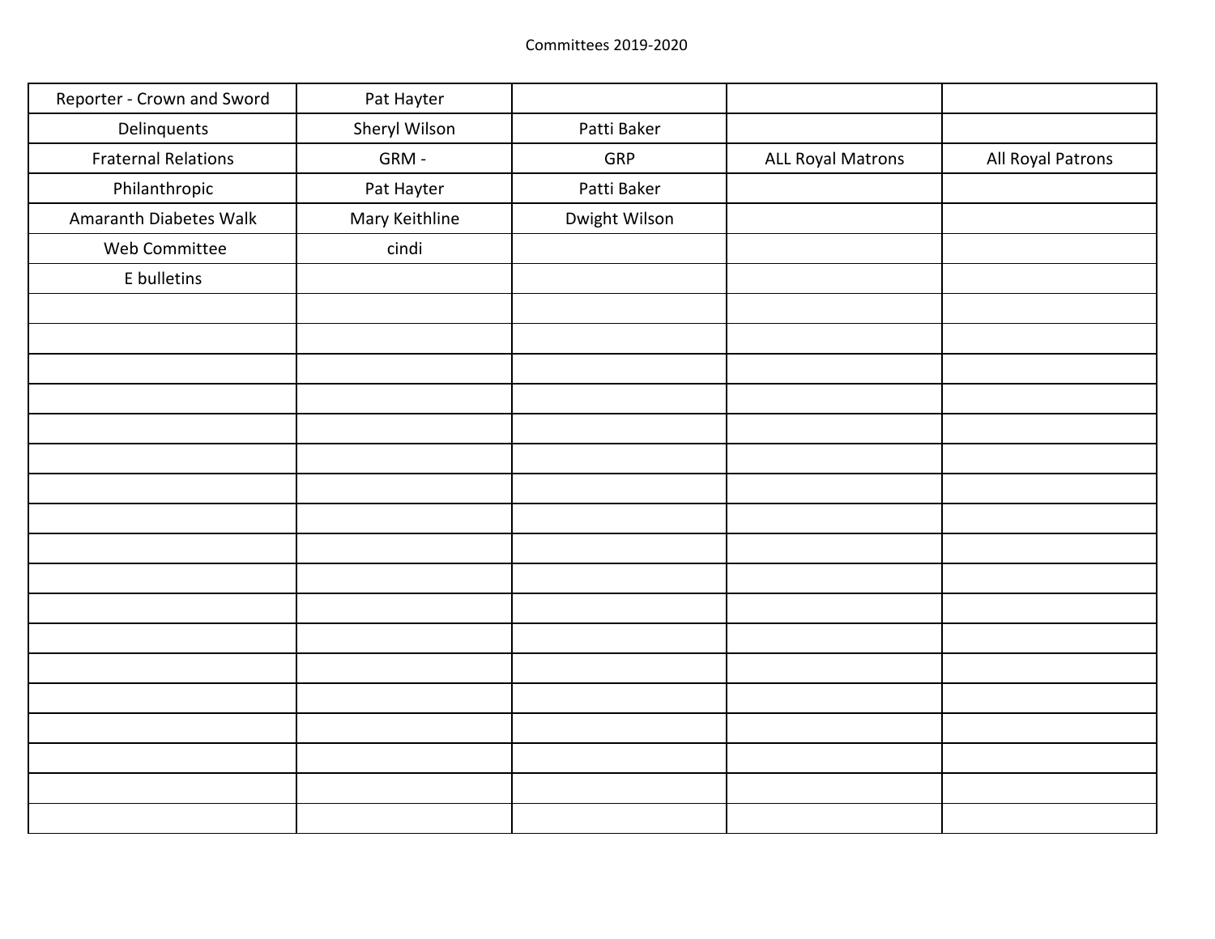Committees 2019-2020

| | | | | |
|---|---|---|---|---|
| Reporter - Crown and Sword | Pat Hayter | | | |
| Delinquents | Sheryl Wilson | Patti Baker | | |
| Fraternal Relations | GRM - | GRP | ALL Royal Matrons | All Royal Patrons |
| Philanthropic | Pat Hayter | Patti Baker | | |
| Amaranth Diabetes Walk | Mary Keithline | Dwight Wilson | | |
| Web Committee | cindi | | | |
| E bulletins | | | | |
| | | | | |
| | | | | |
| | | | | |
| | | | | |
| | | | | |
| | | | | |
| | | | | |
| | | | | |
| | | | | |
| | | | | |
| | | | | |
| | | | | |
| | | | | |
| | | | | |
| | | | | |
| | | | | |
| | | | | |
| | | | | |